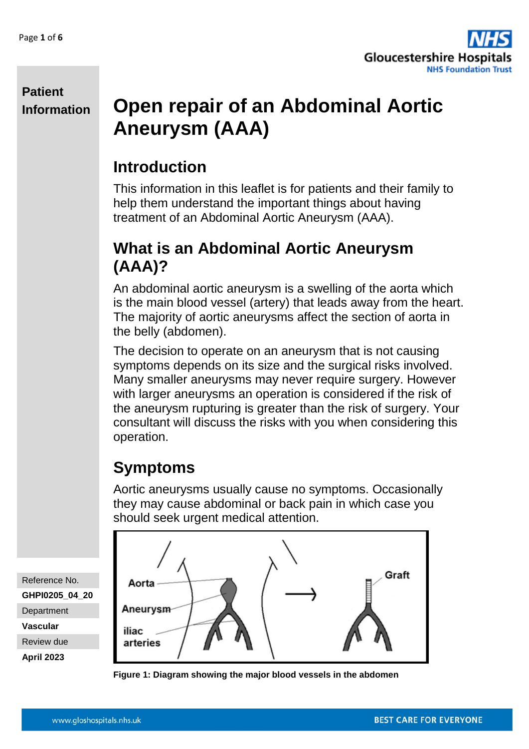Patient Information

# Open repair of an Abdominal Aortic Aneurysm (AAA)

## Introduction

This information in this leaflet is for patients and their family to help them understand the important things about having treatment of an Abdominal Aortic Aneurysm (AAA).

## What is an Abdominal Aortic Aneurysm (AAA)?

An abdominal aortic aneurysm is a swelling of the aorta which is the main blood vessel (artery) that leads away from the heart. The majority of aortic aneurysms affect the section of aorta in the belly (abdomen).

The decision to operate on an aneurysm that is not causing symptoms depends on its size and the surgical risks involved. Many smaller aneurysms may never require surgery. However with larger aneurysms an operation is considered if the risk of the aneurysm rupturing is greater than the risk of surgery. Your consultant will discuss the risks with you when considering this operation.

## Symptoms

Aortic aneurysms usually cause no symptoms. Occasionally they may cause abdominal or back pain in which case you should seek urgent medical attention.

**Figure 1: Diagram showing the major blood vessels in the abdomen**

Reference No.
**GHPI0205_04_20**
Department
**Vascular**
Review due
**April 2023**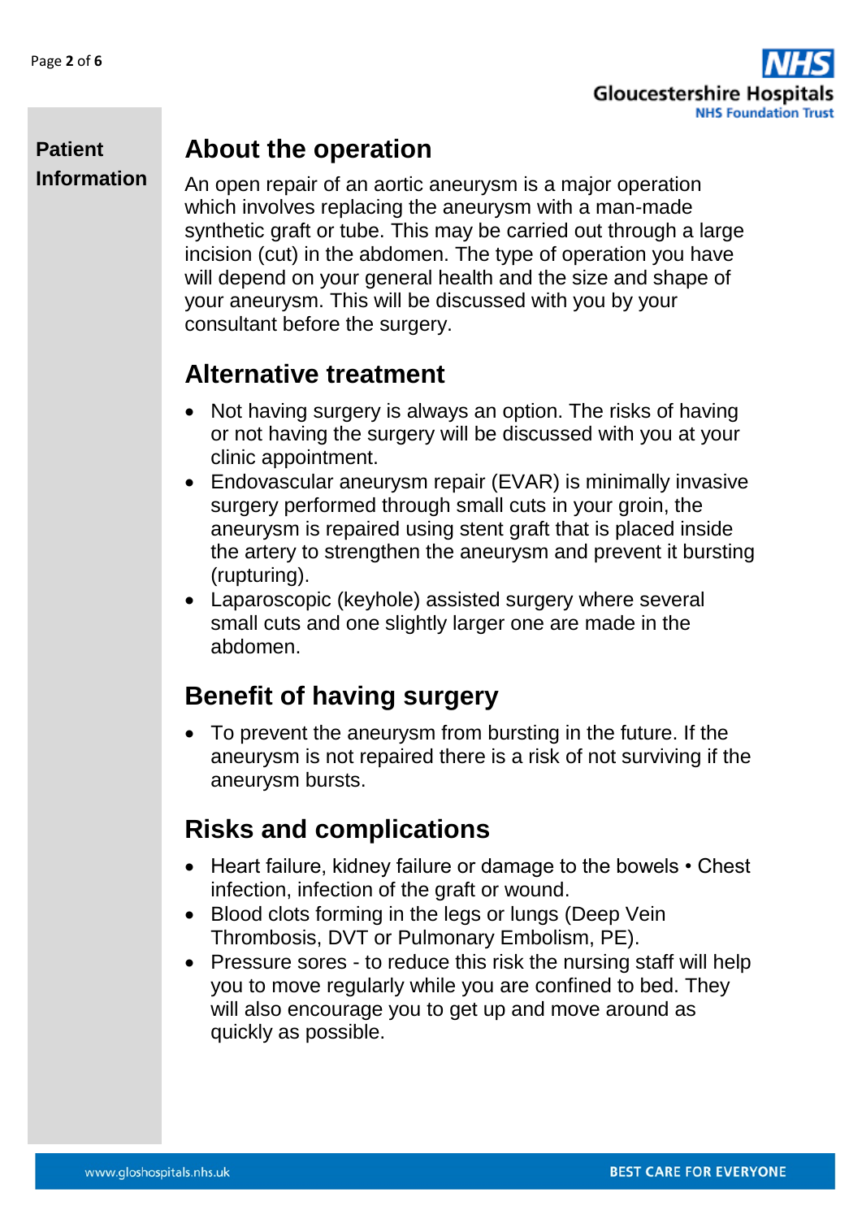## About the operation

An open repair of an aortic aneurysm is a major operation which involves replacing the aneurysm with a man-made synthetic graft or tube. This may be carried out through a large incision (cut) in the abdomen. The type of operation you have will depend on your general health and the size and shape of your aneurysm. This will be discussed with you by your consultant before the surgery.

## Alternative treatment

- Not having surgery is always an option. The risks of having or not having the surgery will be discussed with you at your clinic appointment.
- Endovascular aneurysm repair (EVAR) is minimally invasive surgery performed through small cuts in your groin, the aneurysm is repaired using stent graft that is placed inside the artery to strengthen the aneurysm and prevent it bursting (rupturing).
- Laparoscopic (keyhole) assisted surgery where several small cuts and one slightly larger one are made in the abdomen.

## Benefit of having surgery

- To prevent the aneurysm from bursting in the future. If the aneurysm is not repaired there is a risk of not surviving if the aneurysm bursts.

## Risks and complications

- Heart failure, kidney failure or damage to the bowels • Chest infection, infection of the graft or wound.
- Blood clots forming in the legs or lungs (Deep Vein Thrombosis, DVT or Pulmonary Embolism, PE).
- Pressure sores - to reduce this risk the nursing staff will help you to move regularly while you are confined to bed. They will also encourage you to get up and move around as quickly as possible.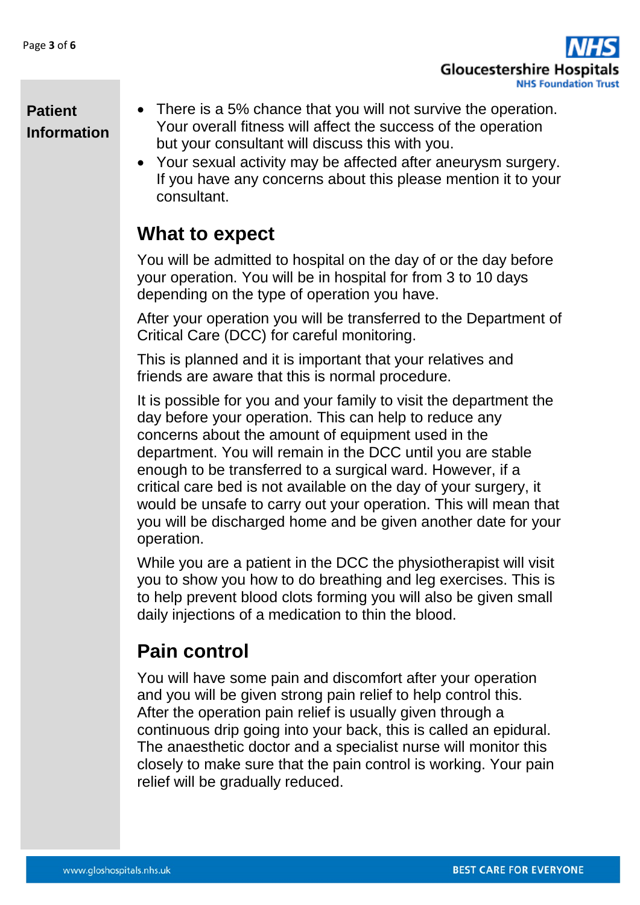- There is a 5% chance that you will not survive the operation. Your overall fitness will affect the success of the operation but your consultant will discuss this with you.
- Your sexual activity may be affected after aneurysm surgery. If you have any concerns about this please mention it to your consultant.

## What to expect

You will be admitted to hospital on the day of or the day before your operation. You will be in hospital for from 3 to 10 days depending on the type of operation you have.

After your operation you will be transferred to the Department of Critical Care (DCC) for careful monitoring.

This is planned and it is important that your relatives and friends are aware that this is normal procedure.

It is possible for you and your family to visit the department the day before your operation. This can help to reduce any concerns about the amount of equipment used in the department. You will remain in the DCC until you are stable enough to be transferred to a surgical ward. However, if a critical care bed is not available on the day of your surgery, it would be unsafe to carry out your operation. This will mean that you will be discharged home and be given another date for your operation.

While you are a patient in the DCC the physiotherapist will visit you to show you how to do breathing and leg exercises. This is to help prevent blood clots forming you will also be given small daily injections of a medication to thin the blood.

## Pain control

You will have some pain and discomfort after your operation and you will be given strong pain relief to help control this. After the operation pain relief is usually given through a continuous drip going into your back, this is called an epidural. The anaesthetic doctor and a specialist nurse will monitor this closely to make sure that the pain control is working. Your pain relief will be gradually reduced.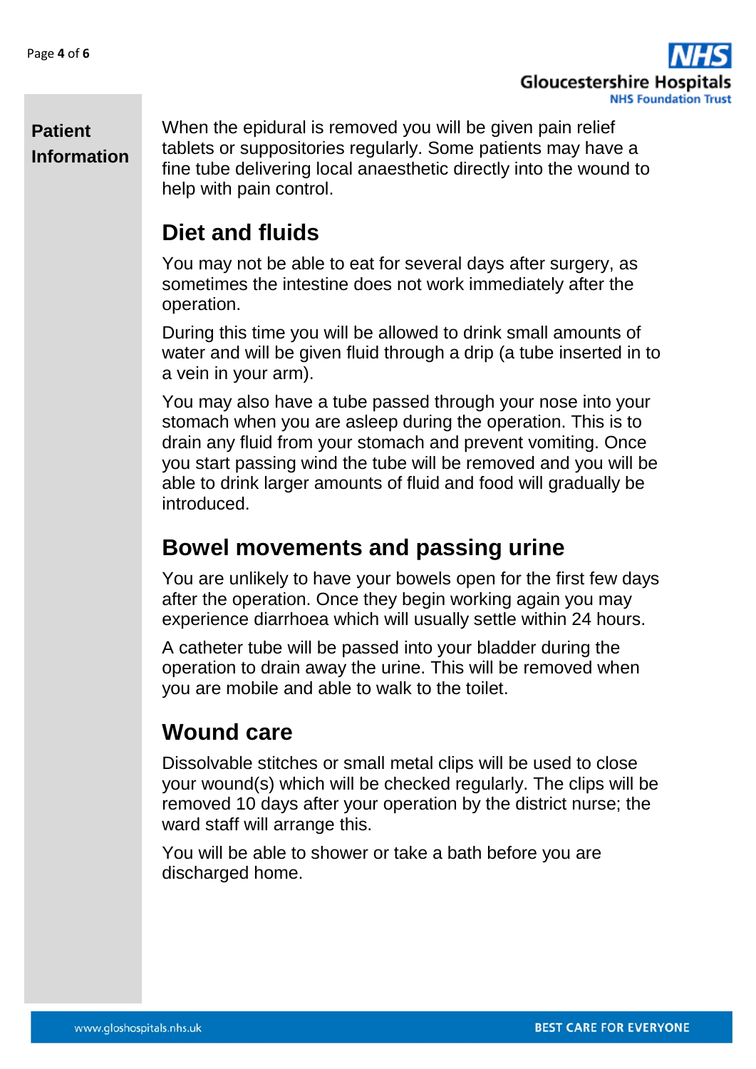When the epidural is removed you will be given pain relief tablets or suppositories regularly. Some patients may have a fine tube delivering local anaesthetic directly into the wound to help with pain control.

## Diet and fluids

You may not be able to eat for several days after surgery, as sometimes the intestine does not work immediately after the operation.

During this time you will be allowed to drink small amounts of water and will be given fluid through a drip (a tube inserted in to a vein in your arm).

You may also have a tube passed through your nose into your stomach when you are asleep during the operation. This is to drain any fluid from your stomach and prevent vomiting. Once you start passing wind the tube will be removed and you will be able to drink larger amounts of fluid and food will gradually be introduced.

## Bowel movements and passing urine

You are unlikely to have your bowels open for the first few days after the operation. Once they begin working again you may experience diarrhoea which will usually settle within 24 hours.

A catheter tube will be passed into your bladder during the operation to drain away the urine. This will be removed when you are mobile and able to walk to the toilet.

## Wound care

Dissolvable stitches or small metal clips will be used to close your wound(s) which will be checked regularly. The clips will be removed 10 days after your operation by the district nurse; the ward staff will arrange this.

You will be able to shower or take a bath before you are discharged home.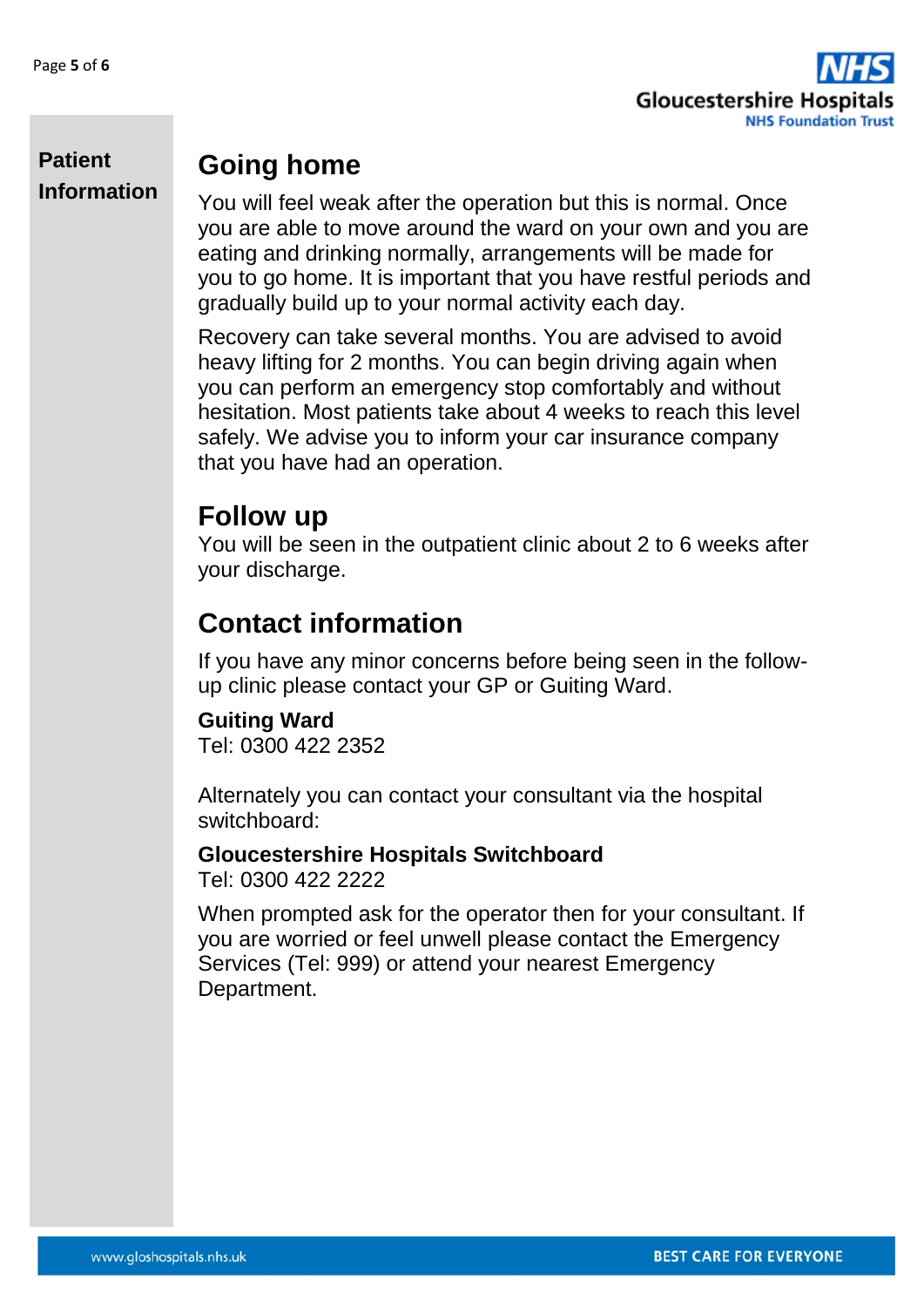## Going home

You will feel weak after the operation but this is normal. Once you are able to move around the ward on your own and you are eating and drinking normally, arrangements will be made for you to go home. It is important that you have restful periods and gradually build up to your normal activity each day.

Recovery can take several months. You are advised to avoid heavy lifting for 2 months. You can begin driving again when you can perform an emergency stop comfortably and without hesitation. Most patients take about 4 weeks to reach this level safely. We advise you to inform your car insurance company that you have had an operation.

## Follow up

You will be seen in the outpatient clinic about 2 to 6 weeks after your discharge.

## Contact information

If you have any minor concerns before being seen in the follow-up clinic please contact your GP or Guiting Ward.

**Guiting Ward**
Tel: 0300 422 2352

Alternately you can contact your consultant via the hospital switchboard:

**Gloucestershire Hospitals Switchboard**
Tel: 0300 422 2222

When prompted ask for the operator then for your consultant. If you are worried or feel unwell please contact the Emergency Services (Tel: 999) or attend your nearest Emergency Department.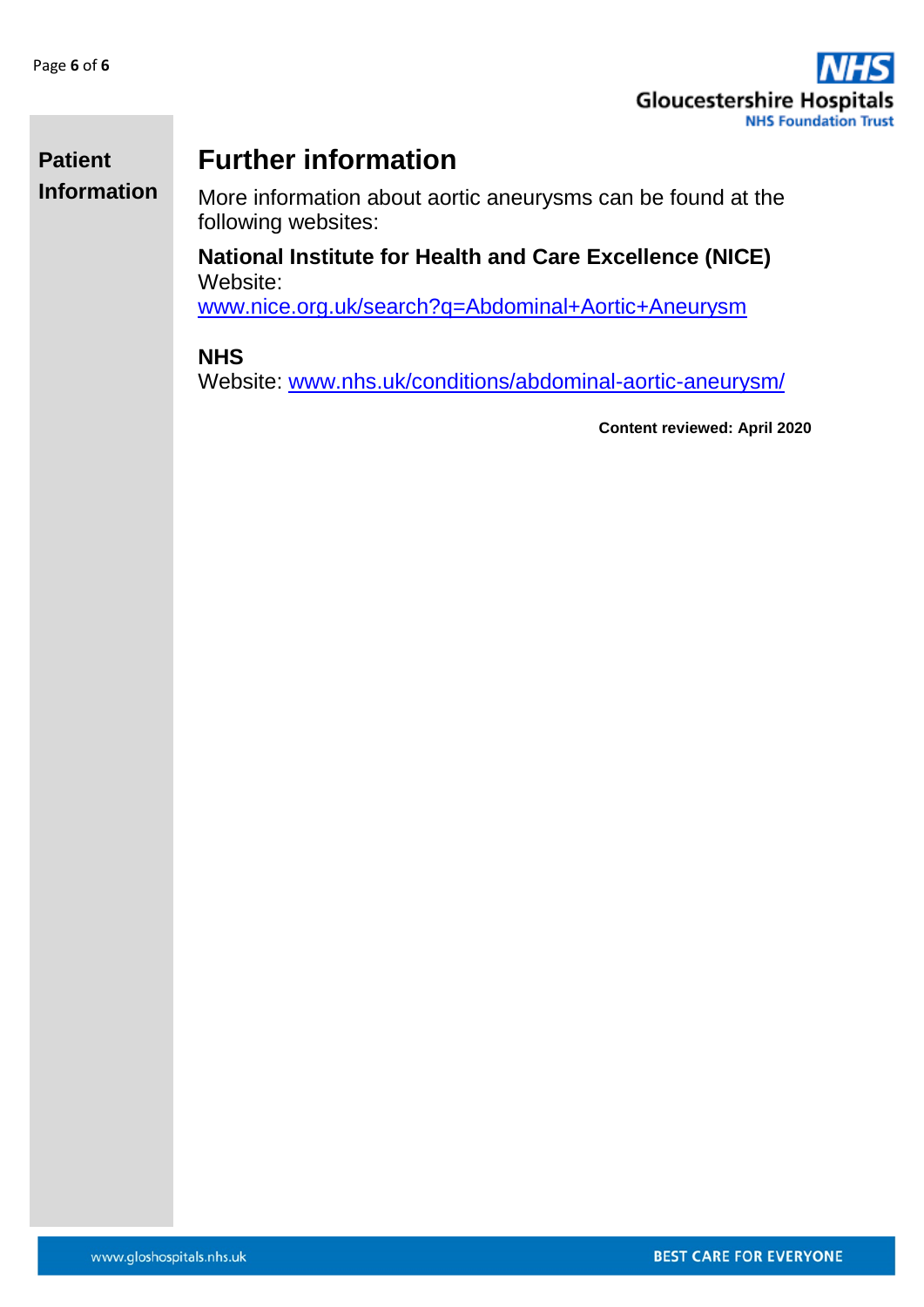## Further information

More information about aortic aneurysms can be found at the following websites:

**National Institute for Health and Care Excellence (NICE)**
Website:
www.nice.org.uk/search?q=Abdominal+Aortic+Aneurysm

**NHS**
Website: www.nhs.uk/conditions/abdominal-aortic-aneurysm/

**Content reviewed: April 2020**